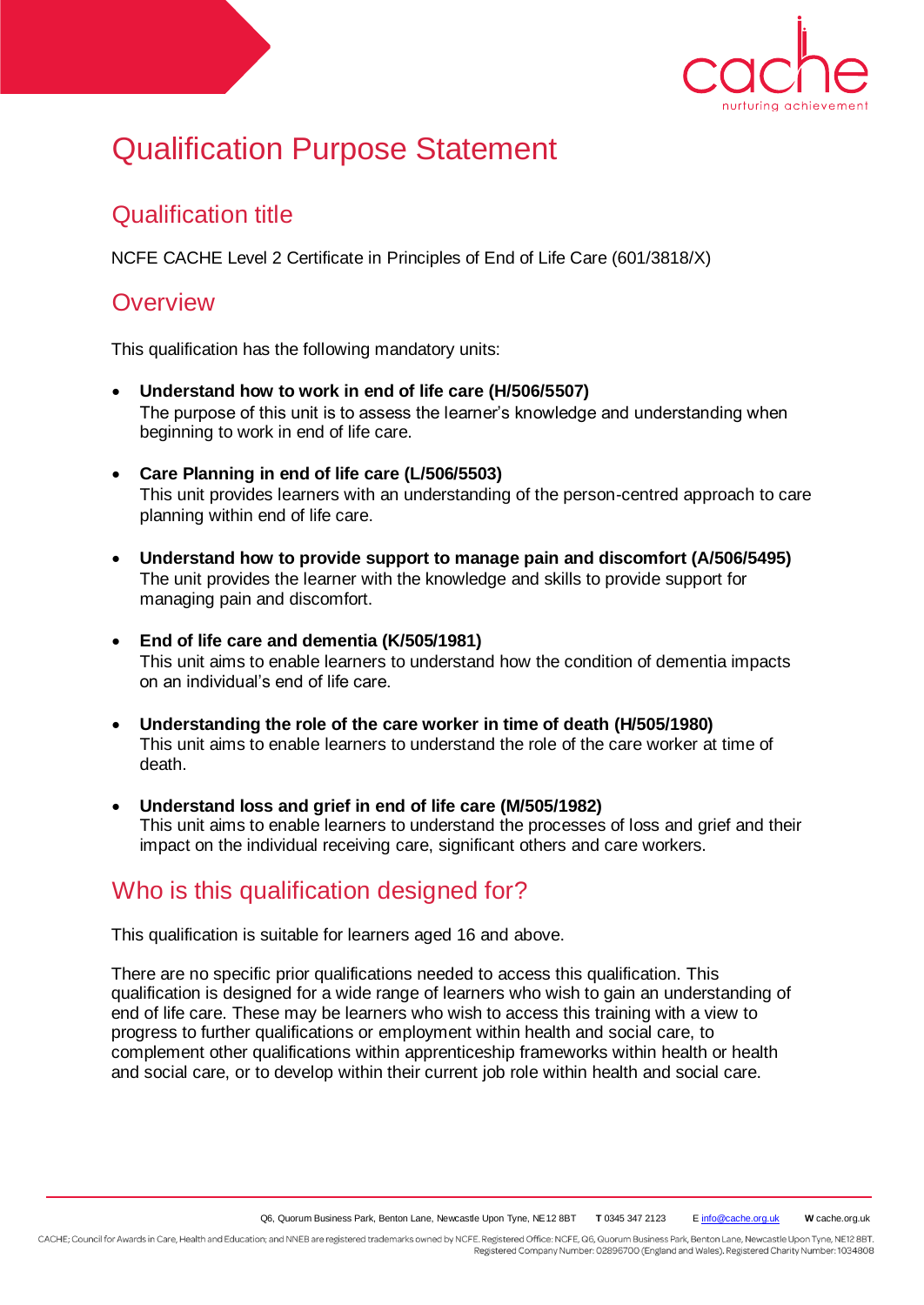# Qualification Purpose Statement

## Qualification title

NCFE CACHE Level 2 Certificate in Principles of End of Life Care (601/3818/X)

## Overview

This qualification has the following mandatory units:

- **Understand how to work in end of life care (H/506/5507)**
  The purpose of this unit is to assess the learner's knowledge and understanding when beginning to work in end of life care.

- **Care Planning in end of life care (L/506/5503)**
  This unit provides learners with an understanding of the person-centred approach to care planning within end of life care.

- **Understand how to provide support to manage pain and discomfort (A/506/5495)**
  The unit provides the learner with the knowledge and skills to provide support for managing pain and discomfort.

- **End of life care and dementia (K/505/1981)**
  This unit aims to enable learners to understand how the condition of dementia impacts on an individual's end of life care.

- **Understanding the role of the care worker in time of death (H/505/1980)**
  This unit aims to enable learners to understand the role of the care worker at time of death.

- **Understand loss and grief in end of life care (M/505/1982)**
  This unit aims to enable learners to understand the processes of loss and grief and their impact on the individual receiving care, significant others and care workers.

## Who is this qualification designed for?

This qualification is suitable for learners aged 16 and above.

There are no specific prior qualifications needed to access this qualification. This qualification is designed for a wide range of learners who wish to gain an understanding of end of life care. These may be learners who wish to access this training with a view to progress to further qualifications or employment within health and social care, to complement other qualifications within apprenticeship frameworks within health or health and social care, or to develop within their current job role within health and social care.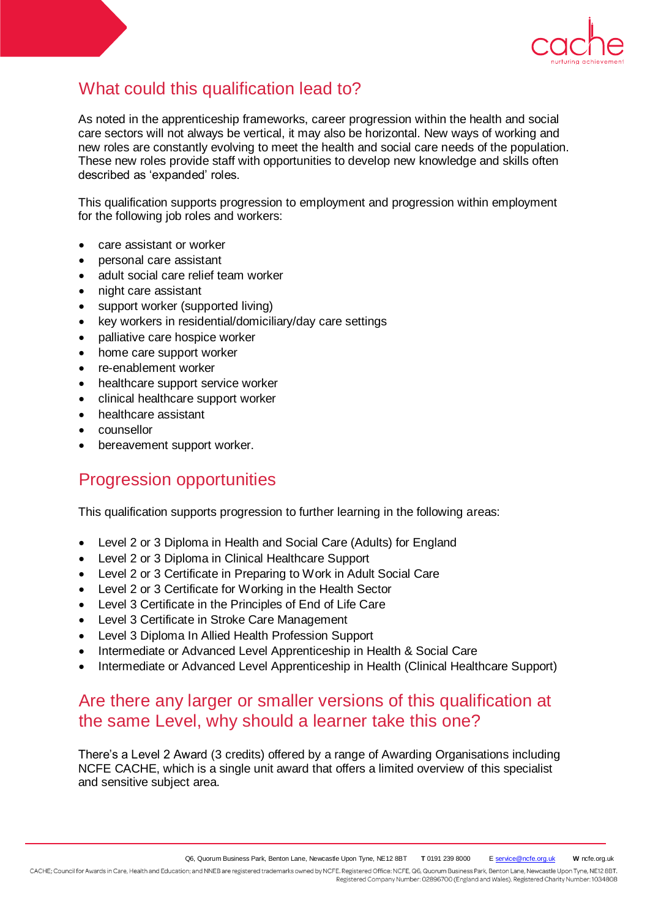## What could this qualification lead to?

As noted in the apprenticeship frameworks, career progression within the health and social care sectors will not always be vertical, it may also be horizontal. New ways of working and new roles are constantly evolving to meet the health and social care needs of the population. These new roles provide staff with opportunities to develop new knowledge and skills often described as 'expanded' roles.

This qualification supports progression to employment and progression within employment for the following job roles and workers:

- care assistant or worker
- personal care assistant
- adult social care relief team worker
- night care assistant
- support worker (supported living)
- key workers in residential/domiciliary/day care settings
- palliative care hospice worker
- home care support worker
- re-enablement worker
- healthcare support service worker
- clinical healthcare support worker
- healthcare assistant
- counsellor
- bereavement support worker.

## Progression opportunities

This qualification supports progression to further learning in the following areas:

- Level 2 or 3 Diploma in Health and Social Care (Adults) for England
- Level 2 or 3 Diploma in Clinical Healthcare Support
- Level 2 or 3 Certificate in Preparing to Work in Adult Social Care
- Level 2 or 3 Certificate for Working in the Health Sector
- Level 3 Certificate in the Principles of End of Life Care
- Level 3 Certificate in Stroke Care Management
- Level 3 Diploma In Allied Health Profession Support
- Intermediate or Advanced Level Apprenticeship in Health & Social Care
- Intermediate or Advanced Level Apprenticeship in Health (Clinical Healthcare Support)

## Are there any larger or smaller versions of this qualification at the same Level, why should a learner take this one?

There's a Level 2 Award (3 credits) offered by a range of Awarding Organisations including NCFE CACHE, which is a single unit award that offers a limited overview of this specialist and sensitive subject area.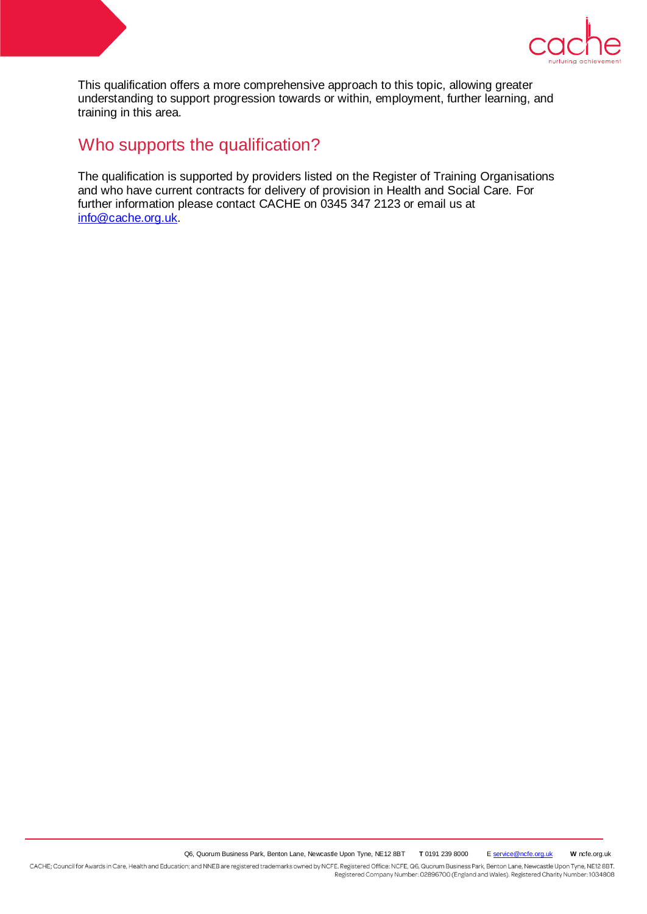This qualification offers a more comprehensive approach to this topic, allowing greater understanding to support progression towards or within, employment, further learning, and training in this area.

## Who supports the qualification?

The qualification is supported by providers listed on the Register of Training Organisations and who have current contracts for delivery of provision in Health and Social Care. For further information please contact CACHE on 0345 347 2123 or email us at info@cache.org.uk.